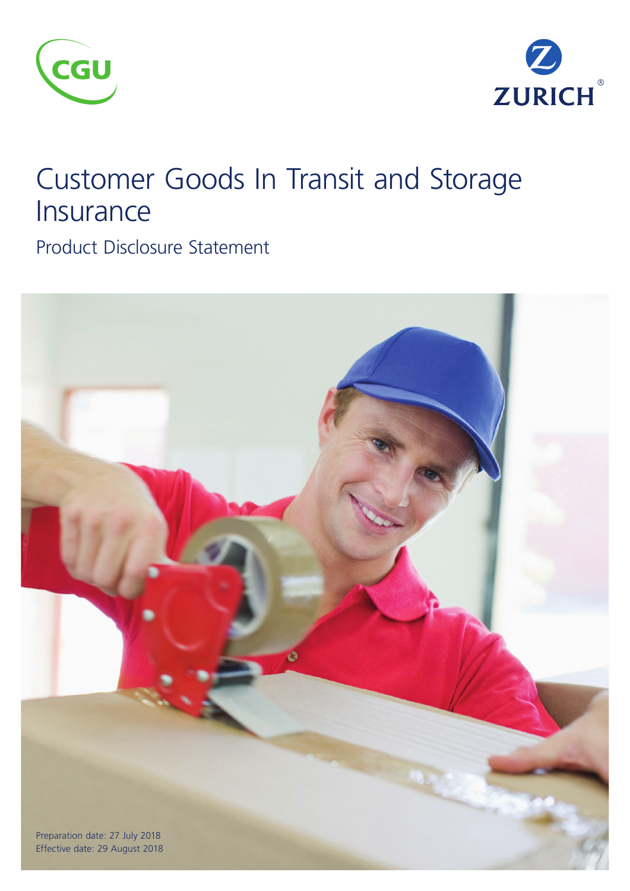CGU

ZURICH®

# Customer Goods In Transit and Storage Insurance

## Product Disclosure Statement

Preparation date: 27 July 2018
Effective date: 29 August 2018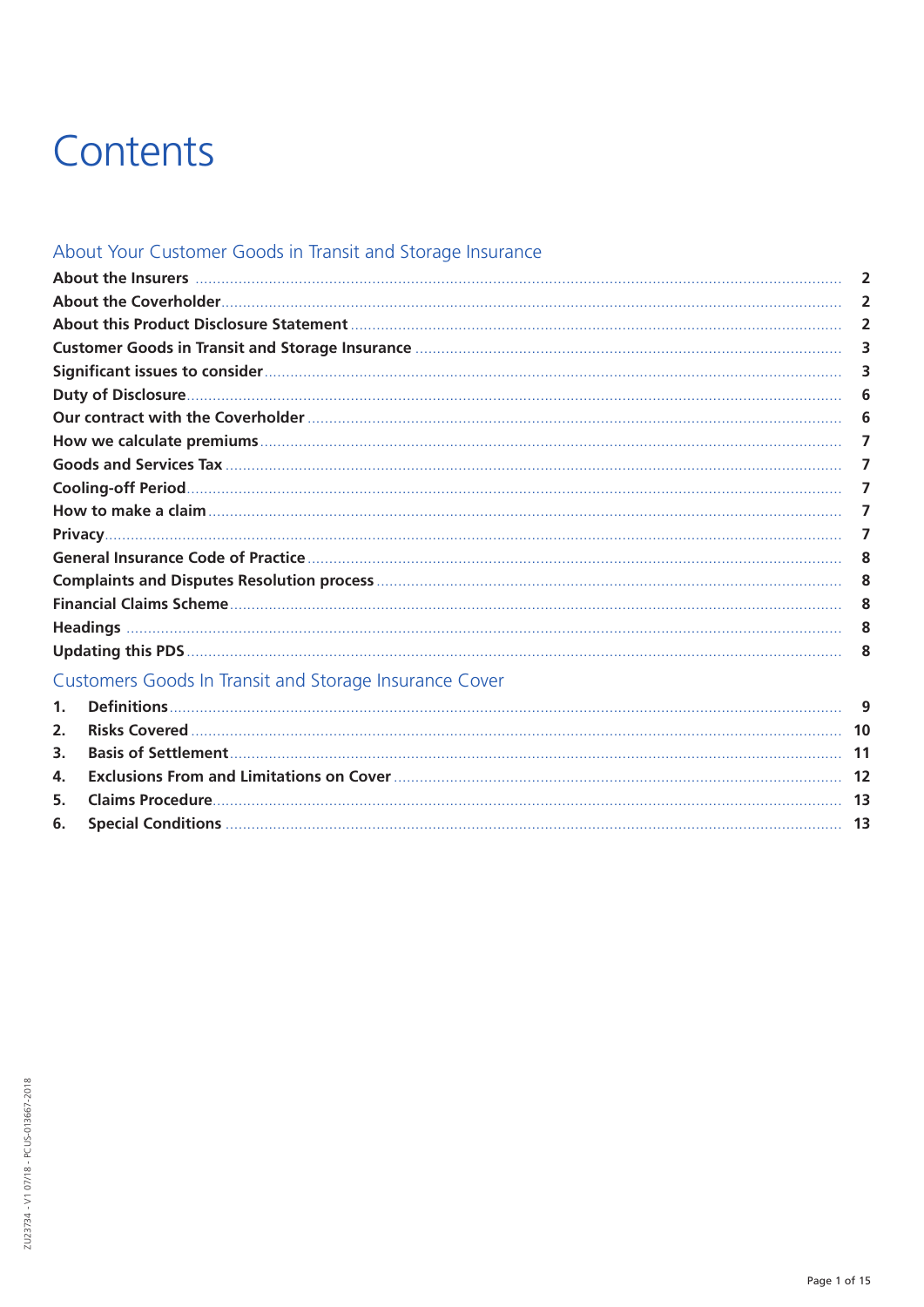# Contents

## About Your Customer Goods in Transit and Storage Insurance

| | |
|---|---|
| About the Insurers | 2 |
| About the Coverholder | 2 |
| About this Product Disclosure Statement | 2 |
| Customer Goods in Transit and Storage Insurance | 3 |
| Significant issues to consider | 3 |
| Duty of Disclosure | 6 |
| Our contract with the Coverholder | 6 |
| How we calculate premiums | 7 |
| Goods and Services Tax | 7 |
| Cooling-off Period | 7 |
| How to make a claim | 7 |
| Privacy | 7 |
| General Insurance Code of Practice | 8 |
| Complaints and Disputes Resolution process | 8 |
| Financial Claims Scheme | 8 |
| Headings | 8 |
| Updating this PDS | 8 |

## Customers Goods In Transit and Storage Insurance Cover

| | | |
|---|---|---|
| 1. | Definitions | 9 |
| 2. | Risks Covered | 10 |
| 3. | Basis of Settlement | 11 |
| 4. | Exclusions From and Limitations on Cover | 12 |
| 5. | Claims Procedure | 13 |
| 6. | Special Conditions | 13 |

ZU23734 - V1 07/18 - PCUS-013667-2018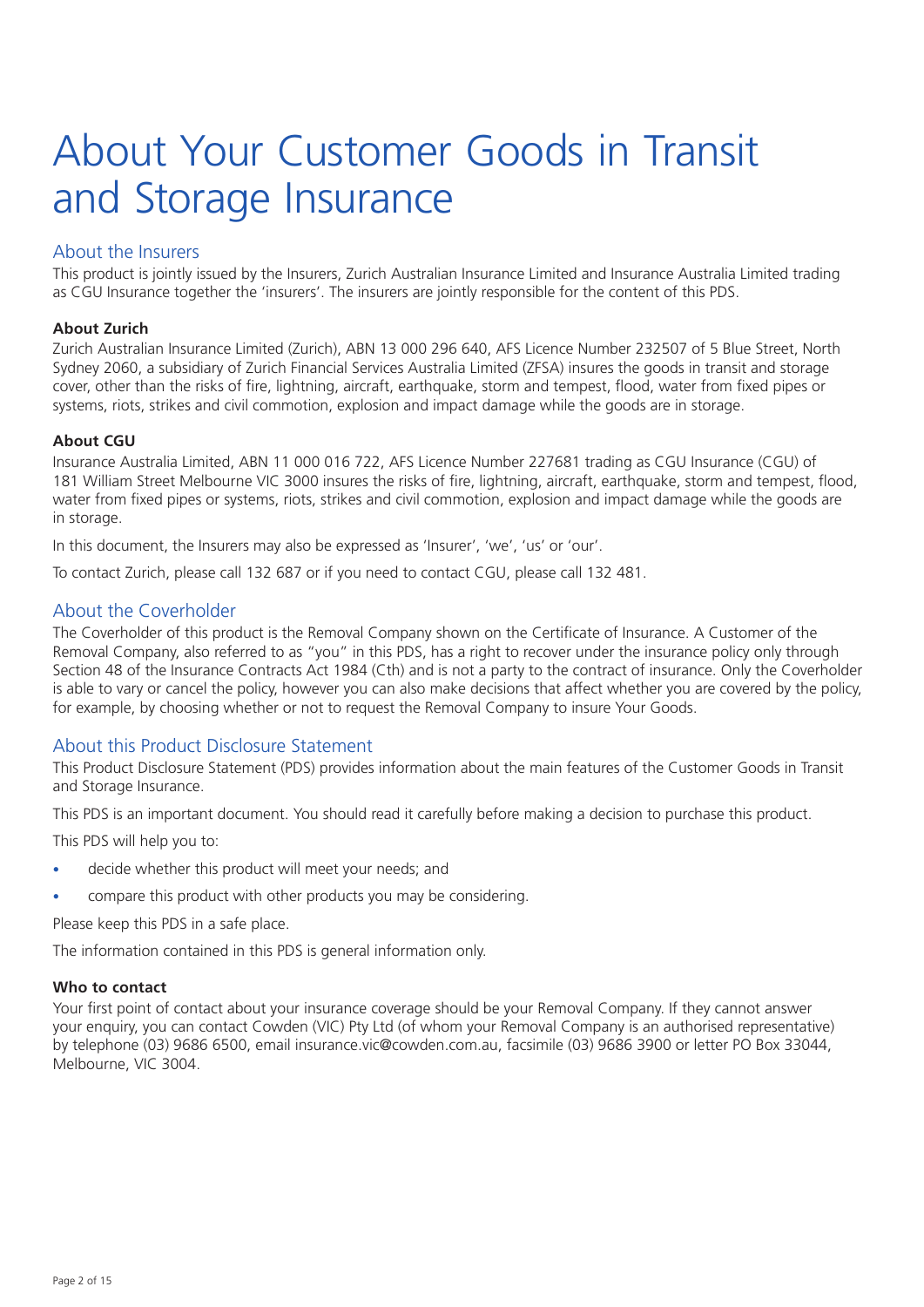# About Your Customer Goods in Transit and Storage Insurance

## About the Insurers

This product is jointly issued by the Insurers, Zurich Australian Insurance Limited and Insurance Australia Limited trading as CGU Insurance together the 'insurers'. The insurers are jointly responsible for the content of this PDS.

**About Zurich**

Zurich Australian Insurance Limited (Zurich), ABN 13 000 296 640, AFS Licence Number 232507 of 5 Blue Street, North Sydney 2060, a subsidiary of Zurich Financial Services Australia Limited (ZFSA) insures the goods in transit and storage cover, other than the risks of fire, lightning, aircraft, earthquake, storm and tempest, flood, water from fixed pipes or systems, riots, strikes and civil commotion, explosion and impact damage while the goods are in storage.

**About CGU**

Insurance Australia Limited, ABN 11 000 016 722, AFS Licence Number 227681 trading as CGU Insurance (CGU) of 181 William Street Melbourne VIC 3000 insures the risks of fire, lightning, aircraft, earthquake, storm and tempest, flood, water from fixed pipes or systems, riots, strikes and civil commotion, explosion and impact damage while the goods are in storage.

In this document, the Insurers may also be expressed as 'Insurer', 'we', 'us' or 'our'.

To contact Zurich, please call 132 687 or if you need to contact CGU, please call 132 481.

## About the Coverholder

The Coverholder of this product is the Removal Company shown on the Certificate of Insurance. A Customer of the Removal Company, also referred to as "you" in this PDS, has a right to recover under the insurance policy only through Section 48 of the Insurance Contracts Act 1984 (Cth) and is not a party to the contract of insurance. Only the Coverholder is able to vary or cancel the policy, however you can also make decisions that affect whether you are covered by the policy, for example, by choosing whether or not to request the Removal Company to insure Your Goods.

## About this Product Disclosure Statement

This Product Disclosure Statement (PDS) provides information about the main features of the Customer Goods in Transit and Storage Insurance.

This PDS is an important document. You should read it carefully before making a decision to purchase this product.

This PDS will help you to:

- decide whether this product will meet your needs; and
- compare this product with other products you may be considering.

Please keep this PDS in a safe place.

The information contained in this PDS is general information only.

**Who to contact**

Your first point of contact about your insurance coverage should be your Removal Company. If they cannot answer your enquiry, you can contact Cowden (VIC) Pty Ltd (of whom your Removal Company is an authorised representative) by telephone (03) 9686 6500, email insurance.vic@cowden.com.au, facsimile (03) 9686 3900 or letter PO Box 33044, Melbourne, VIC 3004.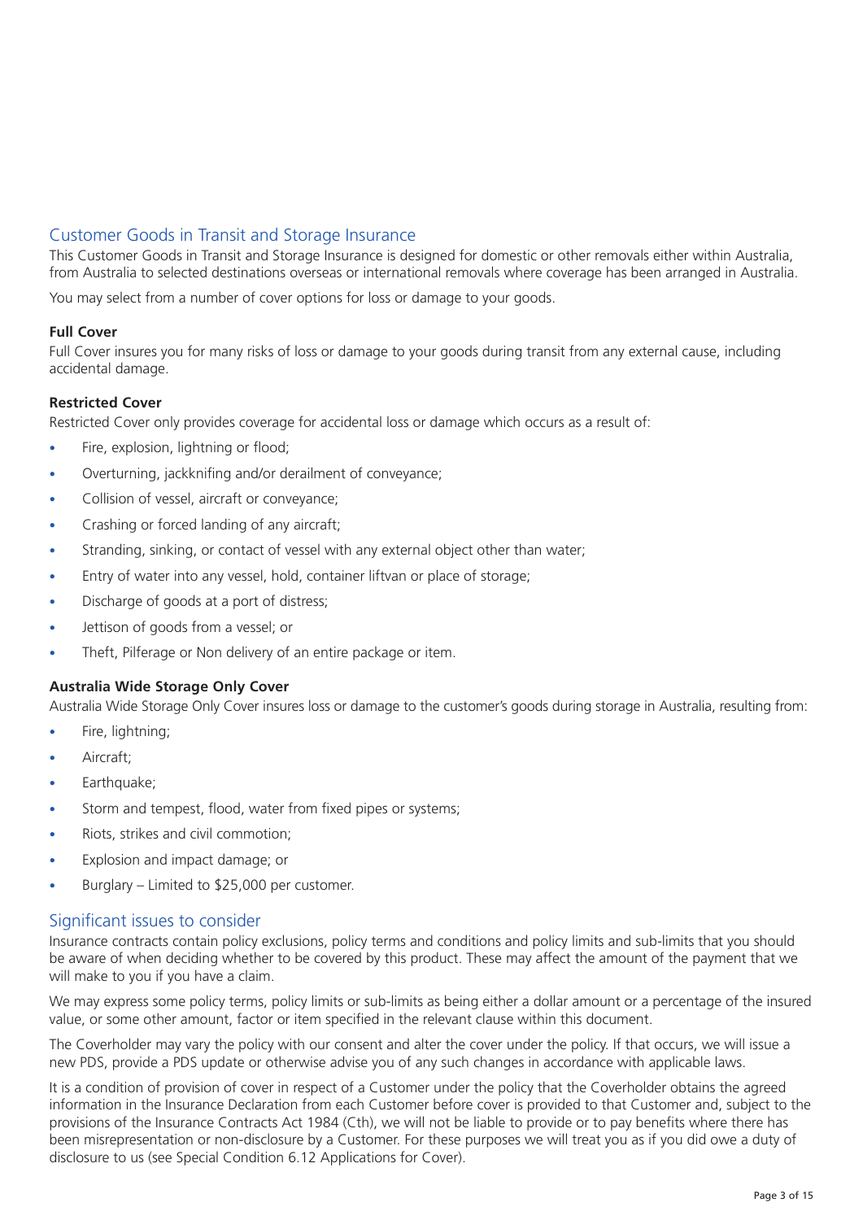## Customer Goods in Transit and Storage Insurance

This Customer Goods in Transit and Storage Insurance is designed for domestic or other removals either within Australia, from Australia to selected destinations overseas or international removals where coverage has been arranged in Australia.

You may select from a number of cover options for loss or damage to your goods.

**Full Cover**

Full Cover insures you for many risks of loss or damage to your goods during transit from any external cause, including accidental damage.

**Restricted Cover**

Restricted Cover only provides coverage for accidental loss or damage which occurs as a result of:

- Fire, explosion, lightning or flood;
- Overturning, jackknifing and/or derailment of conveyance;
- Collision of vessel, aircraft or conveyance;
- Crashing or forced landing of any aircraft;
- Stranding, sinking, or contact of vessel with any external object other than water;
- Entry of water into any vessel, hold, container liftvan or place of storage;
- Discharge of goods at a port of distress;
- Jettison of goods from a vessel; or
- Theft, Pilferage or Non delivery of an entire package or item.

**Australia Wide Storage Only Cover**

Australia Wide Storage Only Cover insures loss or damage to the customer's goods during storage in Australia, resulting from:

- Fire, lightning;
- Aircraft;
- Earthquake;
- Storm and tempest, flood, water from fixed pipes or systems;
- Riots, strikes and civil commotion;
- Explosion and impact damage; or
- Burglary – Limited to $25,000 per customer.

## Significant issues to consider

Insurance contracts contain policy exclusions, policy terms and conditions and policy limits and sub-limits that you should be aware of when deciding whether to be covered by this product. These may affect the amount of the payment that we will make to you if you have a claim.

We may express some policy terms, policy limits or sub-limits as being either a dollar amount or a percentage of the insured value, or some other amount, factor or item specified in the relevant clause within this document.

The Coverholder may vary the policy with our consent and alter the cover under the policy. If that occurs, we will issue a new PDS, provide a PDS update or otherwise advise you of any such changes in accordance with applicable laws.

It is a condition of provision of cover in respect of a Customer under the policy that the Coverholder obtains the agreed information in the Insurance Declaration from each Customer before cover is provided to that Customer and, subject to the provisions of the Insurance Contracts Act 1984 (Cth), we will not be liable to provide or to pay benefits where there has been misrepresentation or non-disclosure by a Customer. For these purposes we will treat you as if you did owe a duty of disclosure to us (see Special Condition 6.12 Applications for Cover).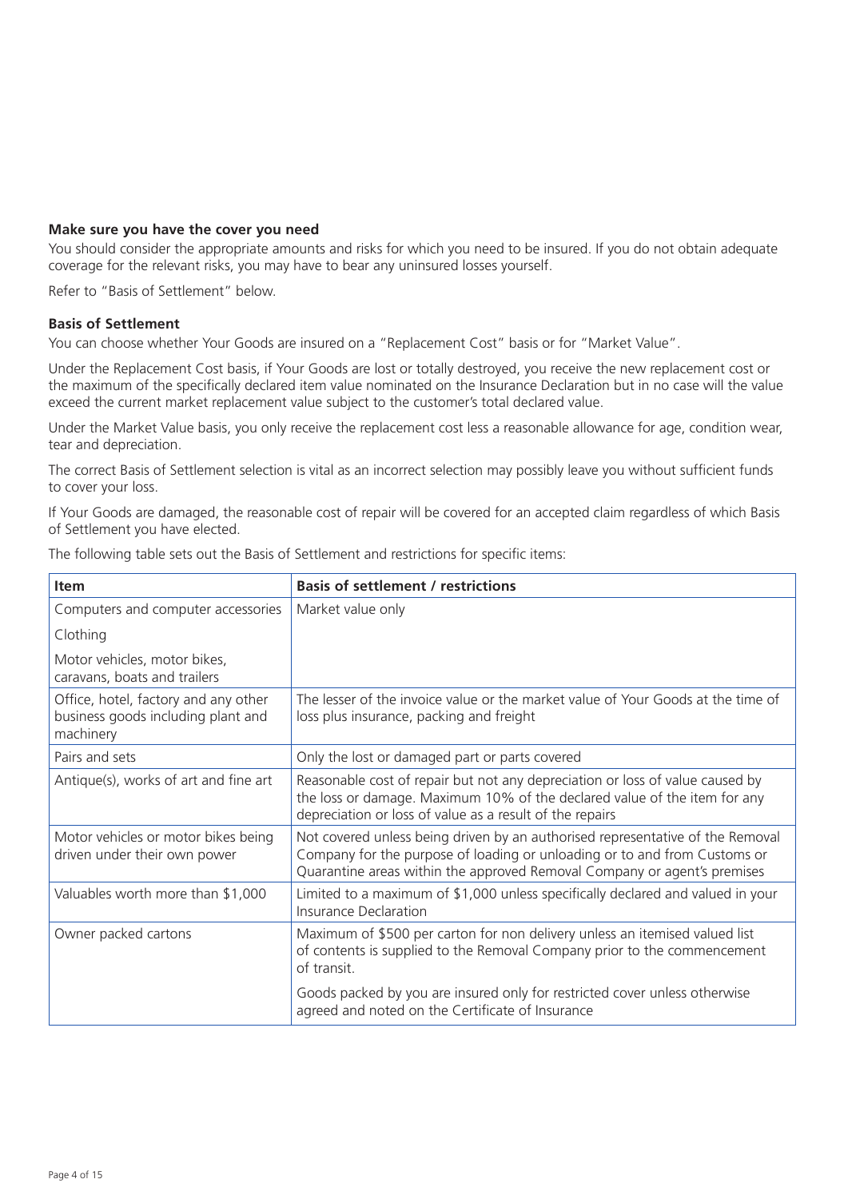**Make sure you have the cover you need**

You should consider the appropriate amounts and risks for which you need to be insured. If you do not obtain adequate coverage for the relevant risks, you may have to bear any uninsured losses yourself.

Refer to "Basis of Settlement" below.

**Basis of Settlement**

You can choose whether Your Goods are insured on a "Replacement Cost" basis or for "Market Value".

Under the Replacement Cost basis, if Your Goods are lost or totally destroyed, you receive the new replacement cost or the maximum of the specifically declared item value nominated on the Insurance Declaration but in no case will the value exceed the current market replacement value subject to the customer's total declared value.

Under the Market Value basis, you only receive the replacement cost less a reasonable allowance for age, condition wear, tear and depreciation.

The correct Basis of Settlement selection is vital as an incorrect selection may possibly leave you without sufficient funds to cover your loss.

If Your Goods are damaged, the reasonable cost of repair will be covered for an accepted claim regardless of which Basis of Settlement you have elected.

The following table sets out the Basis of Settlement and restrictions for specific items:

| Item | Basis of settlement / restrictions |
|---|---|
| Computers and computer accessories<br>Clothing<br>Motor vehicles, motor bikes, caravans, boats and trailers | Market value only |
| Office, hotel, factory and any other business goods including plant and machinery | The lesser of the invoice value or the market value of Your Goods at the time of loss plus insurance, packing and freight |
| Pairs and sets | Only the lost or damaged part or parts covered |
| Antique(s), works of art and fine art | Reasonable cost of repair but not any depreciation or loss of value caused by the loss or damage. Maximum 10% of the declared value of the item for any depreciation or loss of value as a result of the repairs |
| Motor vehicles or motor bikes being driven under their own power | Not covered unless being driven by an authorised representative of the Removal Company for the purpose of loading or unloading or to and from Customs or Quarantine areas within the approved Removal Company or agent's premises |
| Valuables worth more than $1,000 | Limited to a maximum of $1,000 unless specifically declared and valued in your Insurance Declaration |
| Owner packed cartons | Maximum of $500 per carton for non delivery unless an itemised valued list of contents is supplied to the Removal Company prior to the commencement of transit.<br><br>Goods packed by you are insured only for restricted cover unless otherwise agreed and noted on the Certificate of Insurance |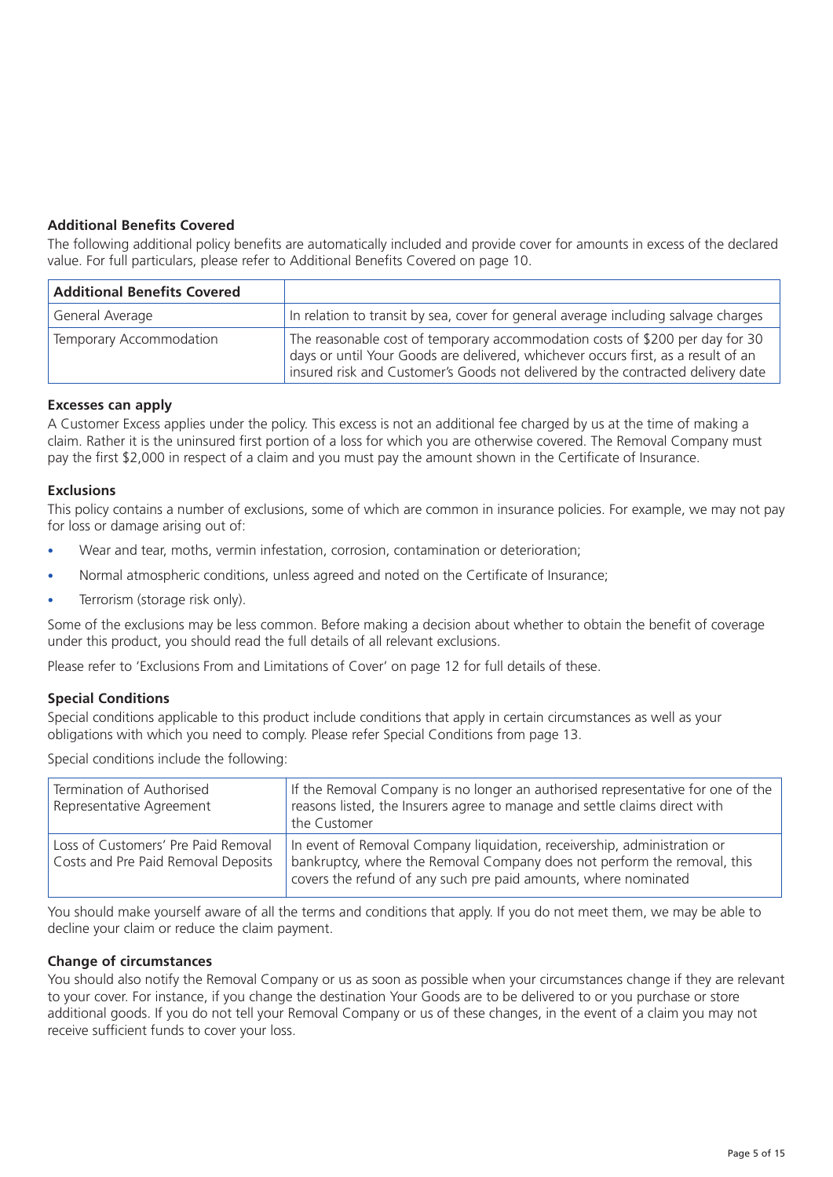### Additional Benefits Covered

The following additional policy benefits are automatically included and provide cover for amounts in excess of the declared value. For full particulars, please refer to Additional Benefits Covered on page 10.

| Additional Benefits Covered | |
|---|---|
| General Average | In relation to transit by sea, cover for general average including salvage charges |
| Temporary Accommodation | The reasonable cost of temporary accommodation costs of $200 per day for 30 days or until Your Goods are delivered, whichever occurs first, as a result of an insured risk and Customer's Goods not delivered by the contracted delivery date |

### Excesses can apply

A Customer Excess applies under the policy. This excess is not an additional fee charged by us at the time of making a claim. Rather it is the uninsured first portion of a loss for which you are otherwise covered. The Removal Company must pay the first $2,000 in respect of a claim and you must pay the amount shown in the Certificate of Insurance.

### Exclusions

This policy contains a number of exclusions, some of which are common in insurance policies. For example, we may not pay for loss or damage arising out of:

- Wear and tear, moths, vermin infestation, corrosion, contamination or deterioration;
- Normal atmospheric conditions, unless agreed and noted on the Certificate of Insurance;
- Terrorism (storage risk only).

Some of the exclusions may be less common. Before making a decision about whether to obtain the benefit of coverage under this product, you should read the full details of all relevant exclusions.

Please refer to 'Exclusions From and Limitations of Cover' on page 12 for full details of these.

### Special Conditions

Special conditions applicable to this product include conditions that apply in certain circumstances as well as your obligations with which you need to comply. Please refer Special Conditions from page 13.

Special conditions include the following:

| | |
|---|---|
| Termination of Authorised Representative Agreement | If the Removal Company is no longer an authorised representative for one of the reasons listed, the Insurers agree to manage and settle claims direct with the Customer |
| Loss of Customers' Pre Paid Removal Costs and Pre Paid Removal Deposits | In event of Removal Company liquidation, receivership, administration or bankruptcy, where the Removal Company does not perform the removal, this covers the refund of any such pre paid amounts, where nominated |

You should make yourself aware of all the terms and conditions that apply. If you do not meet them, we may be able to decline your claim or reduce the claim payment.

### Change of circumstances

You should also notify the Removal Company or us as soon as possible when your circumstances change if they are relevant to your cover. For instance, if you change the destination Your Goods are to be delivered to or you purchase or store additional goods. If you do not tell your Removal Company or us of these changes, in the event of a claim you may not receive sufficient funds to cover your loss.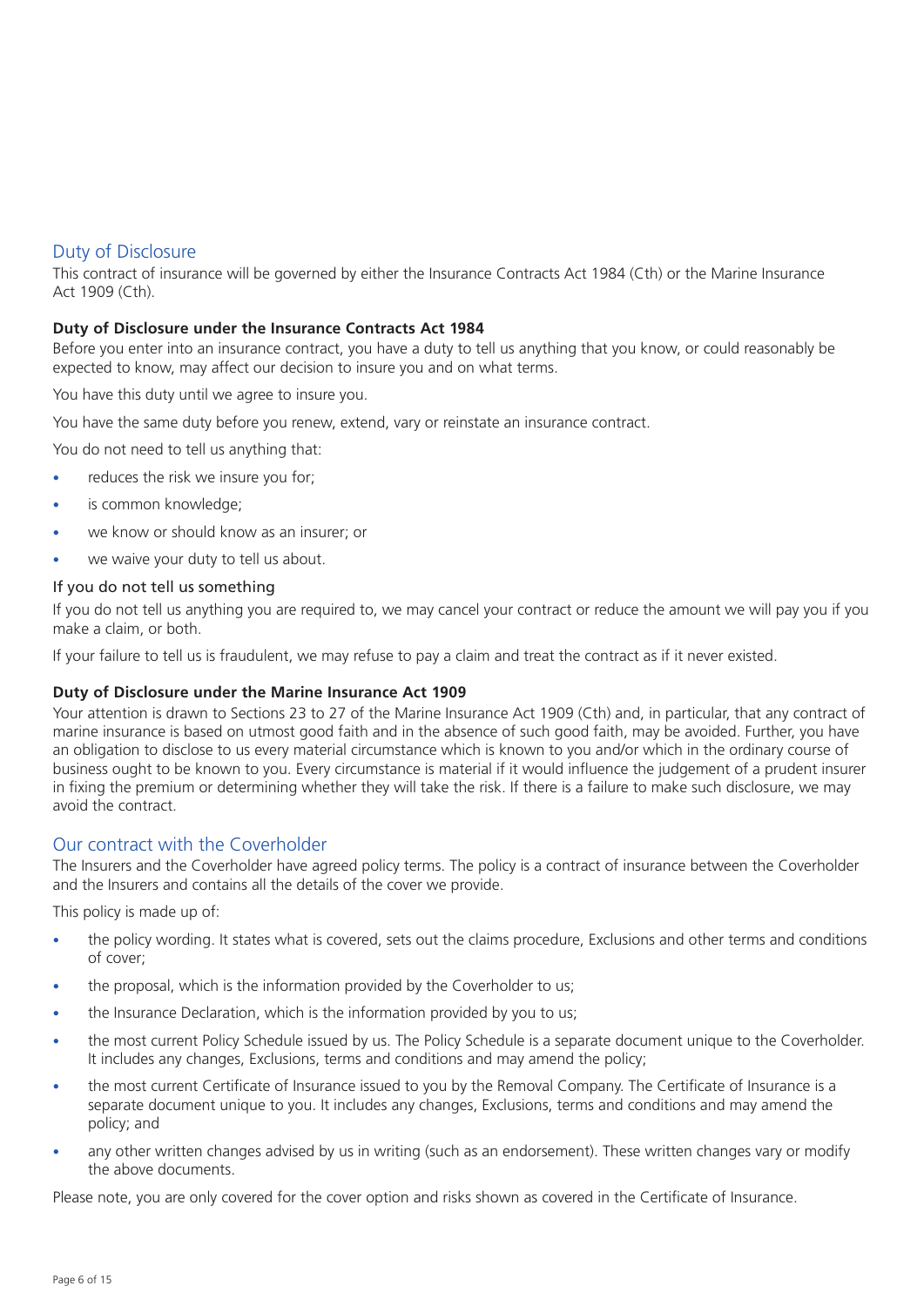## Duty of Disclosure

This contract of insurance will be governed by either the Insurance Contracts Act 1984 (Cth) or the Marine Insurance Act 1909 (Cth).

**Duty of Disclosure under the Insurance Contracts Act 1984**

Before you enter into an insurance contract, you have a duty to tell us anything that you know, or could reasonably be expected to know, may affect our decision to insure you and on what terms.

You have this duty until we agree to insure you.

You have the same duty before you renew, extend, vary or reinstate an insurance contract.

You do not need to tell us anything that:

- reduces the risk we insure you for;
- is common knowledge;
- we know or should know as an insurer; or
- we waive your duty to tell us about.

### If you do not tell us something

If you do not tell us anything you are required to, we may cancel your contract or reduce the amount we will pay you if you make a claim, or both.

If your failure to tell us is fraudulent, we may refuse to pay a claim and treat the contract as if it never existed.

**Duty of Disclosure under the Marine Insurance Act 1909**

Your attention is drawn to Sections 23 to 27 of the Marine Insurance Act 1909 (Cth) and, in particular, that any contract of marine insurance is based on utmost good faith and in the absence of such good faith, may be avoided. Further, you have an obligation to disclose to us every material circumstance which is known to you and/or which in the ordinary course of business ought to be known to you. Every circumstance is material if it would influence the judgement of a prudent insurer in fixing the premium or determining whether they will take the risk. If there is a failure to make such disclosure, we may avoid the contract.

## Our contract with the Coverholder

The Insurers and the Coverholder have agreed policy terms. The policy is a contract of insurance between the Coverholder and the Insurers and contains all the details of the cover we provide.

This policy is made up of:

- the policy wording. It states what is covered, sets out the claims procedure, Exclusions and other terms and conditions of cover;
- the proposal, which is the information provided by the Coverholder to us;
- the Insurance Declaration, which is the information provided by you to us;
- the most current Policy Schedule issued by us. The Policy Schedule is a separate document unique to the Coverholder. It includes any changes, Exclusions, terms and conditions and may amend the policy;
- the most current Certificate of Insurance issued to you by the Removal Company. The Certificate of Insurance is a separate document unique to you. It includes any changes, Exclusions, terms and conditions and may amend the policy; and
- any other written changes advised by us in writing (such as an endorsement). These written changes vary or modify the above documents.

Please note, you are only covered for the cover option and risks shown as covered in the Certificate of Insurance.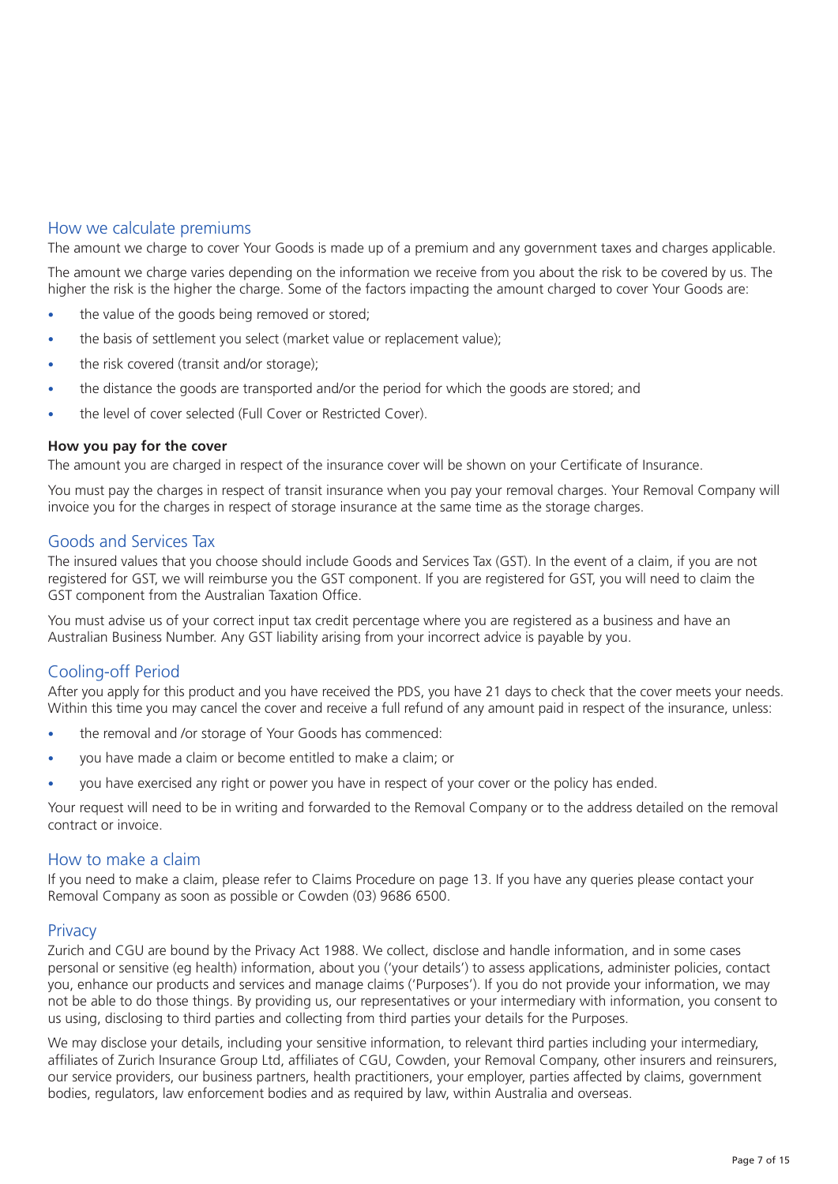## How we calculate premiums

The amount we charge to cover Your Goods is made up of a premium and any government taxes and charges applicable.

The amount we charge varies depending on the information we receive from you about the risk to be covered by us. The higher the risk is the higher the charge. Some of the factors impacting the amount charged to cover Your Goods are:

- the value of the goods being removed or stored;
- the basis of settlement you select (market value or replacement value);
- the risk covered (transit and/or storage);
- the distance the goods are transported and/or the period for which the goods are stored; and
- the level of cover selected (Full Cover or Restricted Cover).

**How you pay for the cover**

The amount you are charged in respect of the insurance cover will be shown on your Certificate of Insurance.

You must pay the charges in respect of transit insurance when you pay your removal charges. Your Removal Company will invoice you for the charges in respect of storage insurance at the same time as the storage charges.

## Goods and Services Tax

The insured values that you choose should include Goods and Services Tax (GST). In the event of a claim, if you are not registered for GST, we will reimburse you the GST component. If you are registered for GST, you will need to claim the GST component from the Australian Taxation Office.

You must advise us of your correct input tax credit percentage where you are registered as a business and have an Australian Business Number. Any GST liability arising from your incorrect advice is payable by you.

## Cooling-off Period

After you apply for this product and you have received the PDS, you have 21 days to check that the cover meets your needs. Within this time you may cancel the cover and receive a full refund of any amount paid in respect of the insurance, unless:

- the removal and /or storage of Your Goods has commenced:
- you have made a claim or become entitled to make a claim; or
- you have exercised any right or power you have in respect of your cover or the policy has ended.

Your request will need to be in writing and forwarded to the Removal Company or to the address detailed on the removal contract or invoice.

## How to make a claim

If you need to make a claim, please refer to Claims Procedure on page 13. If you have any queries please contact your Removal Company as soon as possible or Cowden (03) 9686 6500.

## Privacy

Zurich and CGU are bound by the Privacy Act 1988. We collect, disclose and handle information, and in some cases personal or sensitive (eg health) information, about you ('your details') to assess applications, administer policies, contact you, enhance our products and services and manage claims ('Purposes'). If you do not provide your information, we may not be able to do those things. By providing us, our representatives or your intermediary with information, you consent to us using, disclosing to third parties and collecting from third parties your details for the Purposes.

We may disclose your details, including your sensitive information, to relevant third parties including your intermediary, affiliates of Zurich Insurance Group Ltd, affiliates of CGU, Cowden, your Removal Company, other insurers and reinsurers, our service providers, our business partners, health practitioners, your employer, parties affected by claims, government bodies, regulators, law enforcement bodies and as required by law, within Australia and overseas.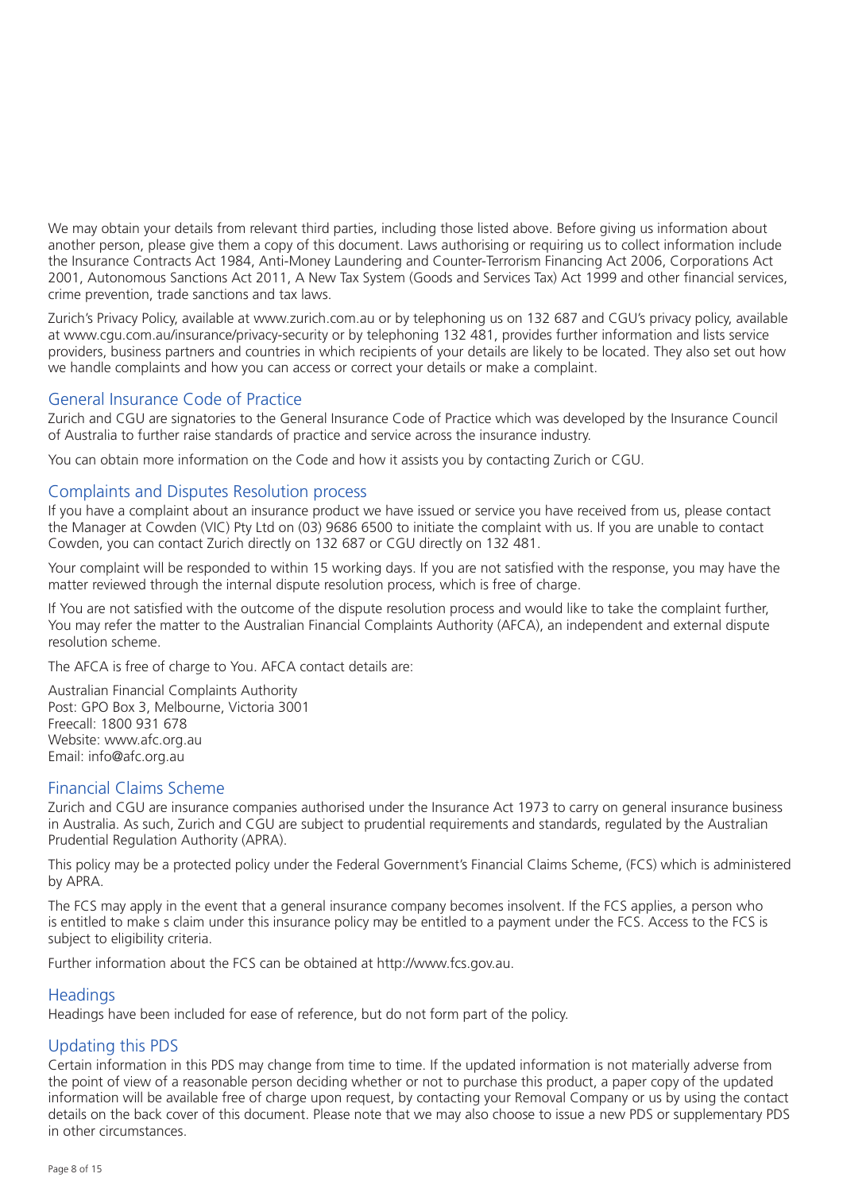We may obtain your details from relevant third parties, including those listed above. Before giving us information about another person, please give them a copy of this document. Laws authorising or requiring us to collect information include the Insurance Contracts Act 1984, Anti-Money Laundering and Counter-Terrorism Financing Act 2006, Corporations Act 2001, Autonomous Sanctions Act 2011, A New Tax System (Goods and Services Tax) Act 1999 and other financial services, crime prevention, trade sanctions and tax laws.

Zurich's Privacy Policy, available at www.zurich.com.au or by telephoning us on 132 687 and CGU's privacy policy, available at www.cgu.com.au/insurance/privacy-security or by telephoning 132 481, provides further information and lists service providers, business partners and countries in which recipients of your details are likely to be located. They also set out how we handle complaints and how you can access or correct your details or make a complaint.

## General Insurance Code of Practice

Zurich and CGU are signatories to the General Insurance Code of Practice which was developed by the Insurance Council of Australia to further raise standards of practice and service across the insurance industry.

You can obtain more information on the Code and how it assists you by contacting Zurich or CGU.

## Complaints and Disputes Resolution process

If you have a complaint about an insurance product we have issued or service you have received from us, please contact the Manager at Cowden (VIC) Pty Ltd on (03) 9686 6500 to initiate the complaint with us. If you are unable to contact Cowden, you can contact Zurich directly on 132 687 or CGU directly on 132 481.

Your complaint will be responded to within 15 working days. If you are not satisfied with the response, you may have the matter reviewed through the internal dispute resolution process, which is free of charge.

If You are not satisfied with the outcome of the dispute resolution process and would like to take the complaint further, You may refer the matter to the Australian Financial Complaints Authority (AFCA), an independent and external dispute resolution scheme.

The AFCA is free of charge to You. AFCA contact details are:

Australian Financial Complaints Authority
Post: GPO Box 3, Melbourne, Victoria 3001
Freecall: 1800 931 678
Website: www.afc.org.au
Email: info@afc.org.au

## Financial Claims Scheme

Zurich and CGU are insurance companies authorised under the Insurance Act 1973 to carry on general insurance business in Australia. As such, Zurich and CGU are subject to prudential requirements and standards, regulated by the Australian Prudential Regulation Authority (APRA).

This policy may be a protected policy under the Federal Government's Financial Claims Scheme, (FCS) which is administered by APRA.

The FCS may apply in the event that a general insurance company becomes insolvent. If the FCS applies, a person who is entitled to make s claim under this insurance policy may be entitled to a payment under the FCS. Access to the FCS is subject to eligibility criteria.

Further information about the FCS can be obtained at http://www.fcs.gov.au.

## Headings

Headings have been included for ease of reference, but do not form part of the policy.

## Updating this PDS

Certain information in this PDS may change from time to time. If the updated information is not materially adverse from the point of view of a reasonable person deciding whether or not to purchase this product, a paper copy of the updated information will be available free of charge upon request, by contacting your Removal Company or us by using the contact details on the back cover of this document. Please note that we may also choose to issue a new PDS or supplementary PDS in other circumstances.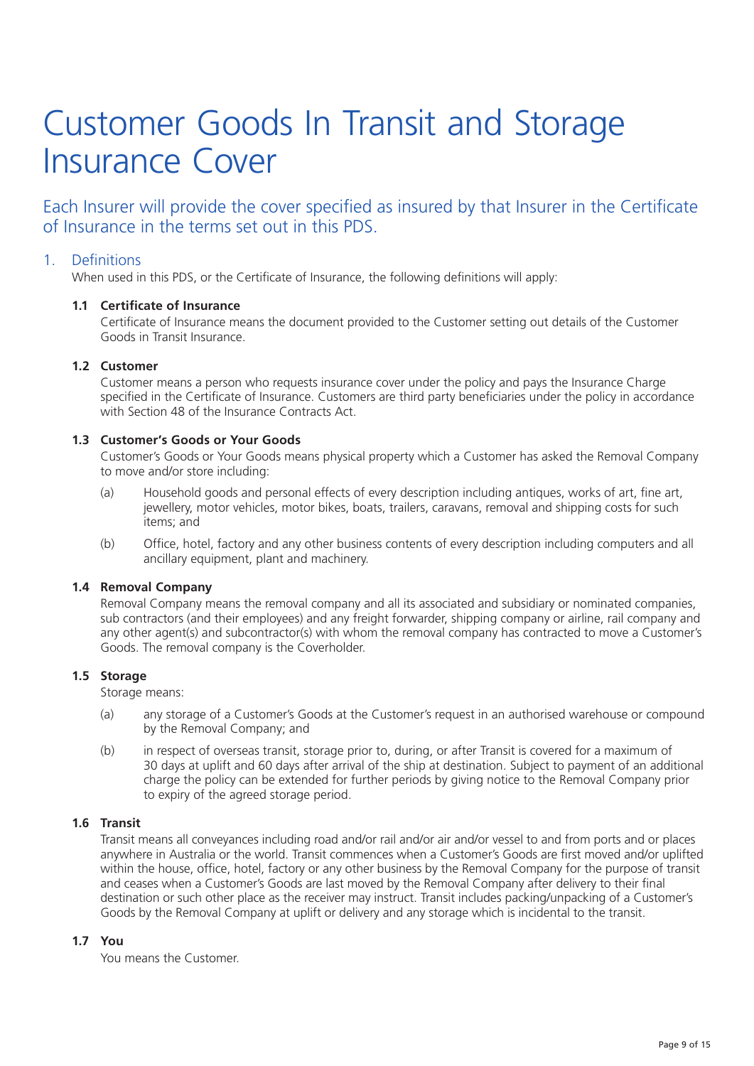# Customer Goods In Transit and Storage Insurance Cover

## Each Insurer will provide the cover specified as insured by that Insurer in the Certificate of Insurance in the terms set out in this PDS.

## 1. Definitions

When used in this PDS, or the Certificate of Insurance, the following definitions will apply:

### 1.1 Certificate of Insurance

Certificate of Insurance means the document provided to the Customer setting out details of the Customer Goods in Transit Insurance.

### 1.2 Customer

Customer means a person who requests insurance cover under the policy and pays the Insurance Charge specified in the Certificate of Insurance. Customers are third party beneficiaries under the policy in accordance with Section 48 of the Insurance Contracts Act.

### 1.3 Customer's Goods or Your Goods

Customer's Goods or Your Goods means physical property which a Customer has asked the Removal Company to move and/or store including:

(a) Household goods and personal effects of every description including antiques, works of art, fine art, jewellery, motor vehicles, motor bikes, boats, trailers, caravans, removal and shipping costs for such items; and

(b) Office, hotel, factory and any other business contents of every description including computers and all ancillary equipment, plant and machinery.

### 1.4 Removal Company

Removal Company means the removal company and all its associated and subsidiary or nominated companies, sub contractors (and their employees) and any freight forwarder, shipping company or airline, rail company and any other agent(s) and subcontractor(s) with whom the removal company has contracted to move a Customer's Goods. The removal company is the Coverholder.

### 1.5 Storage

Storage means:

(a) any storage of a Customer's Goods at the Customer's request in an authorised warehouse or compound by the Removal Company; and

(b) in respect of overseas transit, storage prior to, during, or after Transit is covered for a maximum of 30 days at uplift and 60 days after arrival of the ship at destination. Subject to payment of an additional charge the policy can be extended for further periods by giving notice to the Removal Company prior to expiry of the agreed storage period.

### 1.6 Transit

Transit means all conveyances including road and/or rail and/or air and/or vessel to and from ports and or places anywhere in Australia or the world. Transit commences when a Customer's Goods are first moved and/or uplifted within the house, office, hotel, factory or any other business by the Removal Company for the purpose of transit and ceases when a Customer's Goods are last moved by the Removal Company after delivery to their final destination or such other place as the receiver may instruct. Transit includes packing/unpacking of a Customer's Goods by the Removal Company at uplift or delivery and any storage which is incidental to the transit.

### 1.7 You

You means the Customer.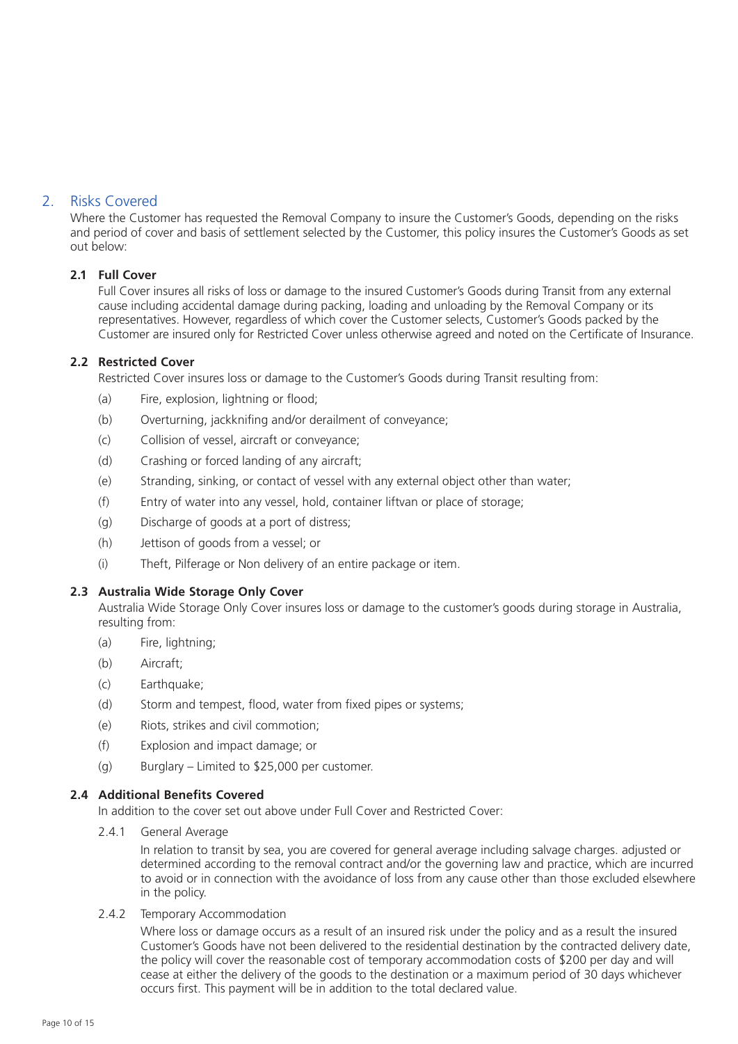## 2. Risks Covered

Where the Customer has requested the Removal Company to insure the Customer's Goods, depending on the risks and period of cover and basis of settlement selected by the Customer, this policy insures the Customer's Goods as set out below:

### 2.1 Full Cover

Full Cover insures all risks of loss or damage to the insured Customer's Goods during Transit from any external cause including accidental damage during packing, loading and unloading by the Removal Company or its representatives. However, regardless of which cover the Customer selects, Customer's Goods packed by the Customer are insured only for Restricted Cover unless otherwise agreed and noted on the Certificate of Insurance.

### 2.2 Restricted Cover

Restricted Cover insures loss or damage to the Customer's Goods during Transit resulting from:

- (a) Fire, explosion, lightning or flood;
- (b) Overturning, jackknifing and/or derailment of conveyance;
- (c) Collision of vessel, aircraft or conveyance;
- (d) Crashing or forced landing of any aircraft;
- (e) Stranding, sinking, or contact of vessel with any external object other than water;
- (f) Entry of water into any vessel, hold, container liftvan or place of storage;
- (g) Discharge of goods at a port of distress;
- (h) Jettison of goods from a vessel; or
- (i) Theft, Pilferage or Non delivery of an entire package or item.

### 2.3 Australia Wide Storage Only Cover

Australia Wide Storage Only Cover insures loss or damage to the customer's goods during storage in Australia, resulting from:

- (a) Fire, lightning;
- (b) Aircraft;
- (c) Earthquake;
- (d) Storm and tempest, flood, water from fixed pipes or systems;
- (e) Riots, strikes and civil commotion;
- (f) Explosion and impact damage; or
- (g) Burglary – Limited to $25,000 per customer.

### 2.4 Additional Benefits Covered

In addition to the cover set out above under Full Cover and Restricted Cover:

2.4.1 General Average

In relation to transit by sea, you are covered for general average including salvage charges. adjusted or determined according to the removal contract and/or the governing law and practice, which are incurred to avoid or in connection with the avoidance of loss from any cause other than those excluded elsewhere in the policy.

2.4.2 Temporary Accommodation

Where loss or damage occurs as a result of an insured risk under the policy and as a result the insured Customer's Goods have not been delivered to the residential destination by the contracted delivery date, the policy will cover the reasonable cost of temporary accommodation costs of $200 per day and will cease at either the delivery of the goods to the destination or a maximum period of 30 days whichever occurs first. This payment will be in addition to the total declared value.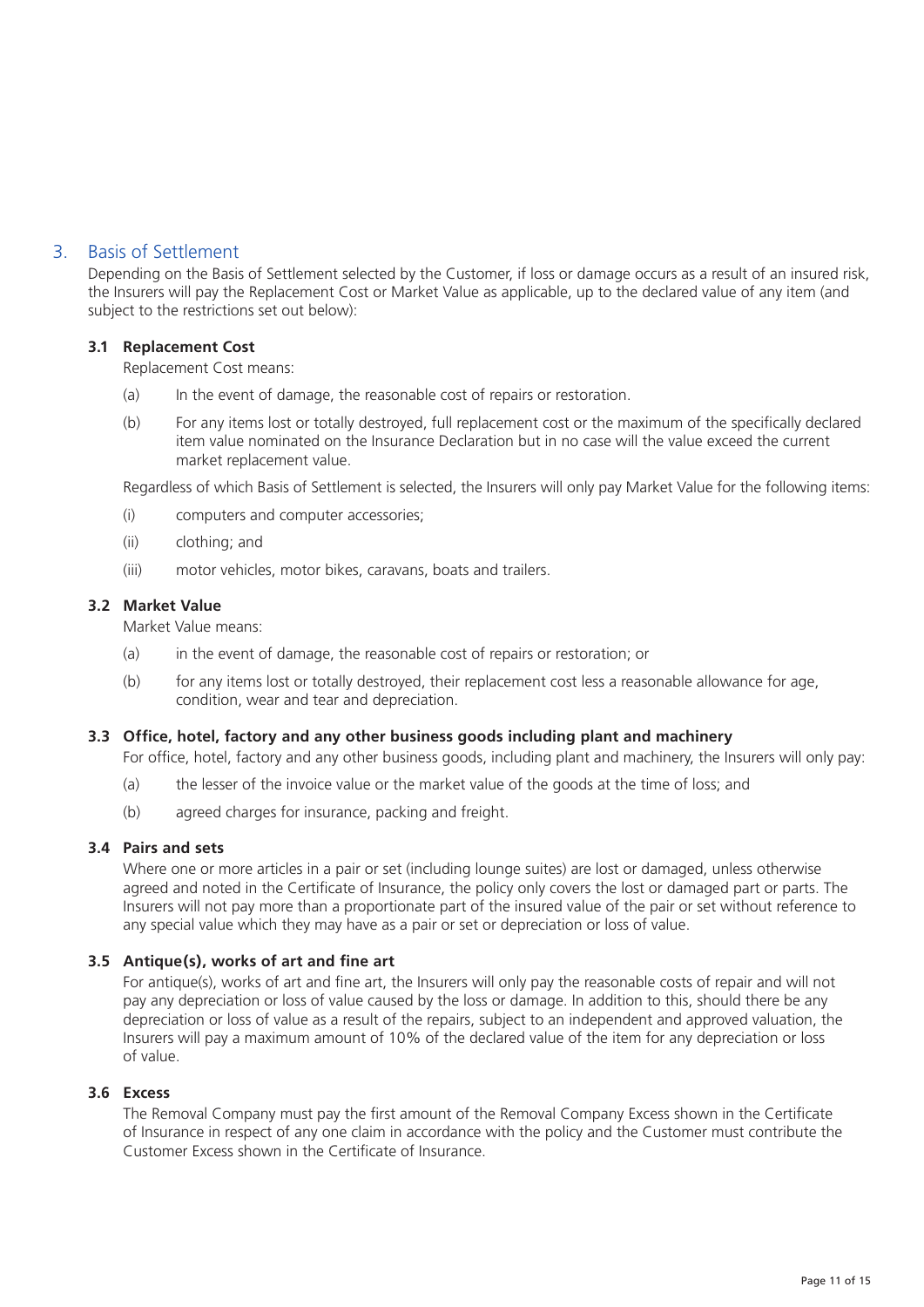## 3. Basis of Settlement

Depending on the Basis of Settlement selected by the Customer, if loss or damage occurs as a result of an insured risk, the Insurers will pay the Replacement Cost or Market Value as applicable, up to the declared value of any item (and subject to the restrictions set out below):

### 3.1 Replacement Cost

Replacement Cost means:

(a) In the event of damage, the reasonable cost of repairs or restoration.

(b) For any items lost or totally destroyed, full replacement cost or the maximum of the specifically declared item value nominated on the Insurance Declaration but in no case will the value exceed the current market replacement value.

Regardless of which Basis of Settlement is selected, the Insurers will only pay Market Value for the following items:

(i) computers and computer accessories;

(ii) clothing; and

(iii) motor vehicles, motor bikes, caravans, boats and trailers.

### 3.2 Market Value

Market Value means:

(a) in the event of damage, the reasonable cost of repairs or restoration; or

(b) for any items lost or totally destroyed, their replacement cost less a reasonable allowance for age, condition, wear and tear and depreciation.

### 3.3 Office, hotel, factory and any other business goods including plant and machinery

For office, hotel, factory and any other business goods, including plant and machinery, the Insurers will only pay:

(a) the lesser of the invoice value or the market value of the goods at the time of loss; and

(b) agreed charges for insurance, packing and freight.

### 3.4 Pairs and sets

Where one or more articles in a pair or set (including lounge suites) are lost or damaged, unless otherwise agreed and noted in the Certificate of Insurance, the policy only covers the lost or damaged part or parts. The Insurers will not pay more than a proportionate part of the insured value of the pair or set without reference to any special value which they may have as a pair or set or depreciation or loss of value.

### 3.5 Antique(s), works of art and fine art

For antique(s), works of art and fine art, the Insurers will only pay the reasonable costs of repair and will not pay any depreciation or loss of value caused by the loss or damage. In addition to this, should there be any depreciation or loss of value as a result of the repairs, subject to an independent and approved valuation, the Insurers will pay a maximum amount of 10% of the declared value of the item for any depreciation or loss of value.

### 3.6 Excess

The Removal Company must pay the first amount of the Removal Company Excess shown in the Certificate of Insurance in respect of any one claim in accordance with the policy and the Customer must contribute the Customer Excess shown in the Certificate of Insurance.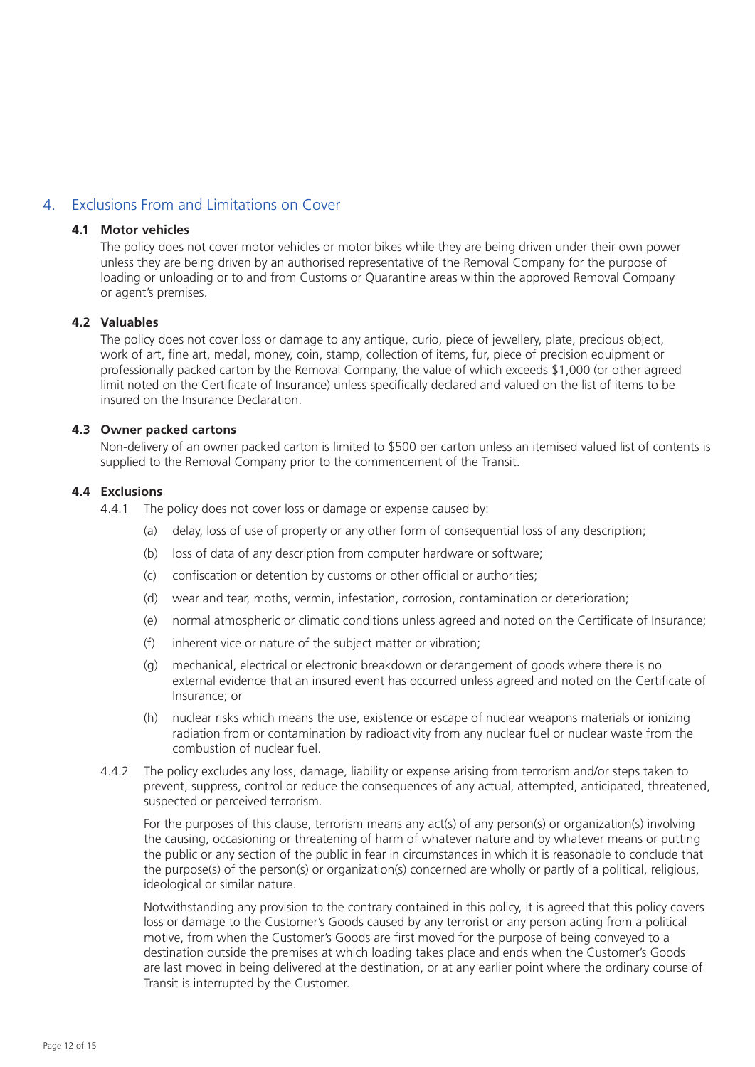## 4. Exclusions From and Limitations on Cover

### 4.1 Motor vehicles

The policy does not cover motor vehicles or motor bikes while they are being driven under their own power unless they are being driven by an authorised representative of the Removal Company for the purpose of loading or unloading or to and from Customs or Quarantine areas within the approved Removal Company or agent's premises.

### 4.2 Valuables

The policy does not cover loss or damage to any antique, curio, piece of jewellery, plate, precious object, work of art, fine art, medal, money, coin, stamp, collection of items, fur, piece of precision equipment or professionally packed carton by the Removal Company, the value of which exceeds $1,000 (or other agreed limit noted on the Certificate of Insurance) unless specifically declared and valued on the list of items to be insured on the Insurance Declaration.

### 4.3 Owner packed cartons

Non-delivery of an owner packed carton is limited to $500 per carton unless an itemised valued list of contents is supplied to the Removal Company prior to the commencement of the Transit.

### 4.4 Exclusions

4.4.1 The policy does not cover loss or damage or expense caused by:

- (a) delay, loss of use of property or any other form of consequential loss of any description;
- (b) loss of data of any description from computer hardware or software;
- (c) confiscation or detention by customs or other official or authorities;
- (d) wear and tear, moths, vermin, infestation, corrosion, contamination or deterioration;
- (e) normal atmospheric or climatic conditions unless agreed and noted on the Certificate of Insurance;
- (f) inherent vice or nature of the subject matter or vibration;
- (g) mechanical, electrical or electronic breakdown or derangement of goods where there is no external evidence that an insured event has occurred unless agreed and noted on the Certificate of Insurance; or
- (h) nuclear risks which means the use, existence or escape of nuclear weapons materials or ionizing radiation from or contamination by radioactivity from any nuclear fuel or nuclear waste from the combustion of nuclear fuel.

4.4.2 The policy excludes any loss, damage, liability or expense arising from terrorism and/or steps taken to prevent, suppress, control or reduce the consequences of any actual, attempted, anticipated, threatened, suspected or perceived terrorism.

For the purposes of this clause, terrorism means any act(s) of any person(s) or organization(s) involving the causing, occasioning or threatening of harm of whatever nature and by whatever means or putting the public or any section of the public in fear in circumstances in which it is reasonable to conclude that the purpose(s) of the person(s) or organization(s) concerned are wholly or partly of a political, religious, ideological or similar nature.

Notwithstanding any provision to the contrary contained in this policy, it is agreed that this policy covers loss or damage to the Customer's Goods caused by any terrorist or any person acting from a political motive, from when the Customer's Goods are first moved for the purpose of being conveyed to a destination outside the premises at which loading takes place and ends when the Customer's Goods are last moved in being delivered at the destination, or at any earlier point where the ordinary course of Transit is interrupted by the Customer.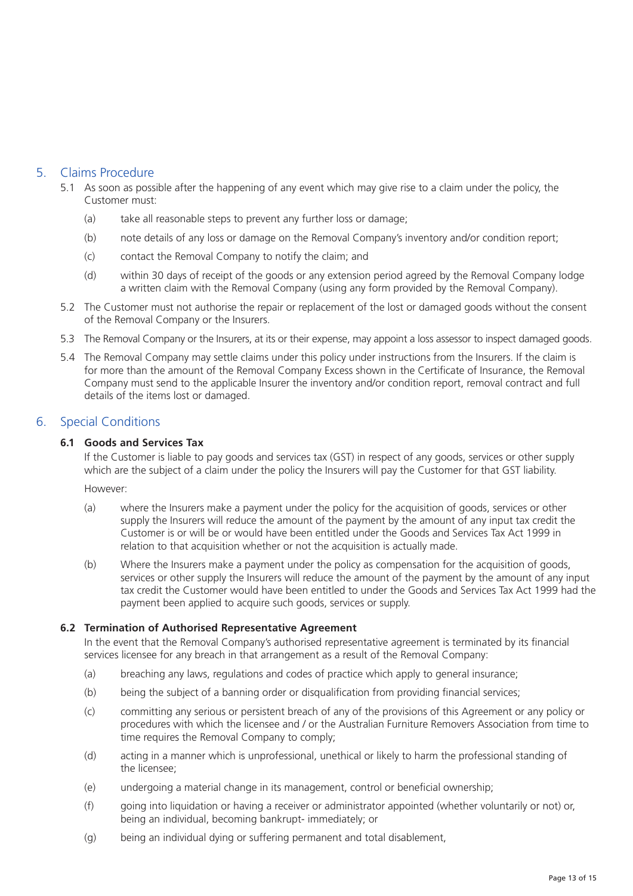## 5. Claims Procedure

5.1 As soon as possible after the happening of any event which may give rise to a claim under the policy, the Customer must:

(a) take all reasonable steps to prevent any further loss or damage;

(b) note details of any loss or damage on the Removal Company's inventory and/or condition report;

(c) contact the Removal Company to notify the claim; and

(d) within 30 days of receipt of the goods or any extension period agreed by the Removal Company lodge a written claim with the Removal Company (using any form provided by the Removal Company).

5.2 The Customer must not authorise the repair or replacement of the lost or damaged goods without the consent of the Removal Company or the Insurers.

5.3 The Removal Company or the Insurers, at its or their expense, may appoint a loss assessor to inspect damaged goods.

5.4 The Removal Company may settle claims under this policy under instructions from the Insurers. If the claim is for more than the amount of the Removal Company Excess shown in the Certificate of Insurance, the Removal Company must send to the applicable Insurer the inventory and/or condition report, removal contract and full details of the items lost or damaged.

## 6. Special Conditions

### 6.1 Goods and Services Tax

If the Customer is liable to pay goods and services tax (GST) in respect of any goods, services or other supply which are the subject of a claim under the policy the Insurers will pay the Customer for that GST liability.

However:

(a) where the Insurers make a payment under the policy for the acquisition of goods, services or other supply the Insurers will reduce the amount of the payment by the amount of any input tax credit the Customer is or will be or would have been entitled under the Goods and Services Tax Act 1999 in relation to that acquisition whether or not the acquisition is actually made.

(b) Where the Insurers make a payment under the policy as compensation for the acquisition of goods, services or other supply the Insurers will reduce the amount of the payment by the amount of any input tax credit the Customer would have been entitled to under the Goods and Services Tax Act 1999 had the payment been applied to acquire such goods, services or supply.

### 6.2 Termination of Authorised Representative Agreement

In the event that the Removal Company's authorised representative agreement is terminated by its financial services licensee for any breach in that arrangement as a result of the Removal Company:

(a) breaching any laws, regulations and codes of practice which apply to general insurance;

(b) being the subject of a banning order or disqualification from providing financial services;

(c) committing any serious or persistent breach of any of the provisions of this Agreement or any policy or procedures with which the licensee and / or the Australian Furniture Removers Association from time to time requires the Removal Company to comply;

(d) acting in a manner which is unprofessional, unethical or likely to harm the professional standing of the licensee;

(e) undergoing a material change in its management, control or beneficial ownership;

(f) going into liquidation or having a receiver or administrator appointed (whether voluntarily or not) or, being an individual, becoming bankrupt- immediately; or

(g) being an individual dying or suffering permanent and total disablement,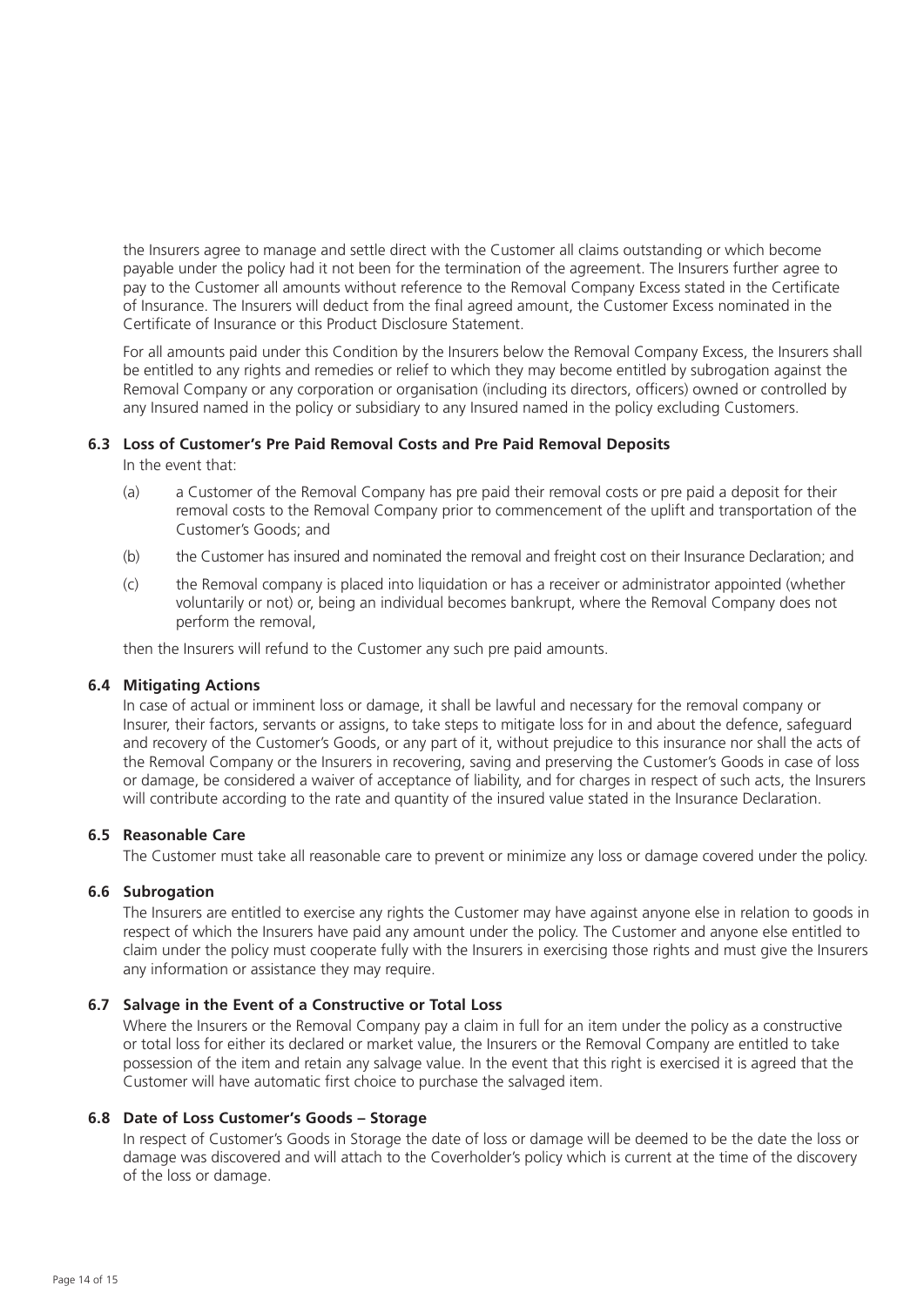the Insurers agree to manage and settle direct with the Customer all claims outstanding or which become payable under the policy had it not been for the termination of the agreement. The Insurers further agree to pay to the Customer all amounts without reference to the Removal Company Excess stated in the Certificate of Insurance. The Insurers will deduct from the final agreed amount, the Customer Excess nominated in the Certificate of Insurance or this Product Disclosure Statement.

For all amounts paid under this Condition by the Insurers below the Removal Company Excess, the Insurers shall be entitled to any rights and remedies or relief to which they may become entitled by subrogation against the Removal Company or any corporation or organisation (including its directors, officers) owned or controlled by any Insured named in the policy or subsidiary to any Insured named in the policy excluding Customers.

**6.3 Loss of Customer's Pre Paid Removal Costs and Pre Paid Removal Deposits**

In the event that:

(a) a Customer of the Removal Company has pre paid their removal costs or pre paid a deposit for their removal costs to the Removal Company prior to commencement of the uplift and transportation of the Customer's Goods; and

(b) the Customer has insured and nominated the removal and freight cost on their Insurance Declaration; and

(c) the Removal company is placed into liquidation or has a receiver or administrator appointed (whether voluntarily or not) or, being an individual becomes bankrupt, where the Removal Company does not perform the removal,

then the Insurers will refund to the Customer any such pre paid amounts.

**6.4 Mitigating Actions**

In case of actual or imminent loss or damage, it shall be lawful and necessary for the removal company or Insurer, their factors, servants or assigns, to take steps to mitigate loss for in and about the defence, safeguard and recovery of the Customer's Goods, or any part of it, without prejudice to this insurance nor shall the acts of the Removal Company or the Insurers in recovering, saving and preserving the Customer's Goods in case of loss or damage, be considered a waiver of acceptance of liability, and for charges in respect of such acts, the Insurers will contribute according to the rate and quantity of the insured value stated in the Insurance Declaration.

**6.5 Reasonable Care**

The Customer must take all reasonable care to prevent or minimize any loss or damage covered under the policy.

**6.6 Subrogation**

The Insurers are entitled to exercise any rights the Customer may have against anyone else in relation to goods in respect of which the Insurers have paid any amount under the policy. The Customer and anyone else entitled to claim under the policy must cooperate fully with the Insurers in exercising those rights and must give the Insurers any information or assistance they may require.

**6.7 Salvage in the Event of a Constructive or Total Loss**

Where the Insurers or the Removal Company pay a claim in full for an item under the policy as a constructive or total loss for either its declared or market value, the Insurers or the Removal Company are entitled to take possession of the item and retain any salvage value. In the event that this right is exercised it is agreed that the Customer will have automatic first choice to purchase the salvaged item.

**6.8 Date of Loss Customer's Goods – Storage**

In respect of Customer's Goods in Storage the date of loss or damage will be deemed to be the date the loss or damage was discovered and will attach to the Coverholder's policy which is current at the time of the discovery of the loss or damage.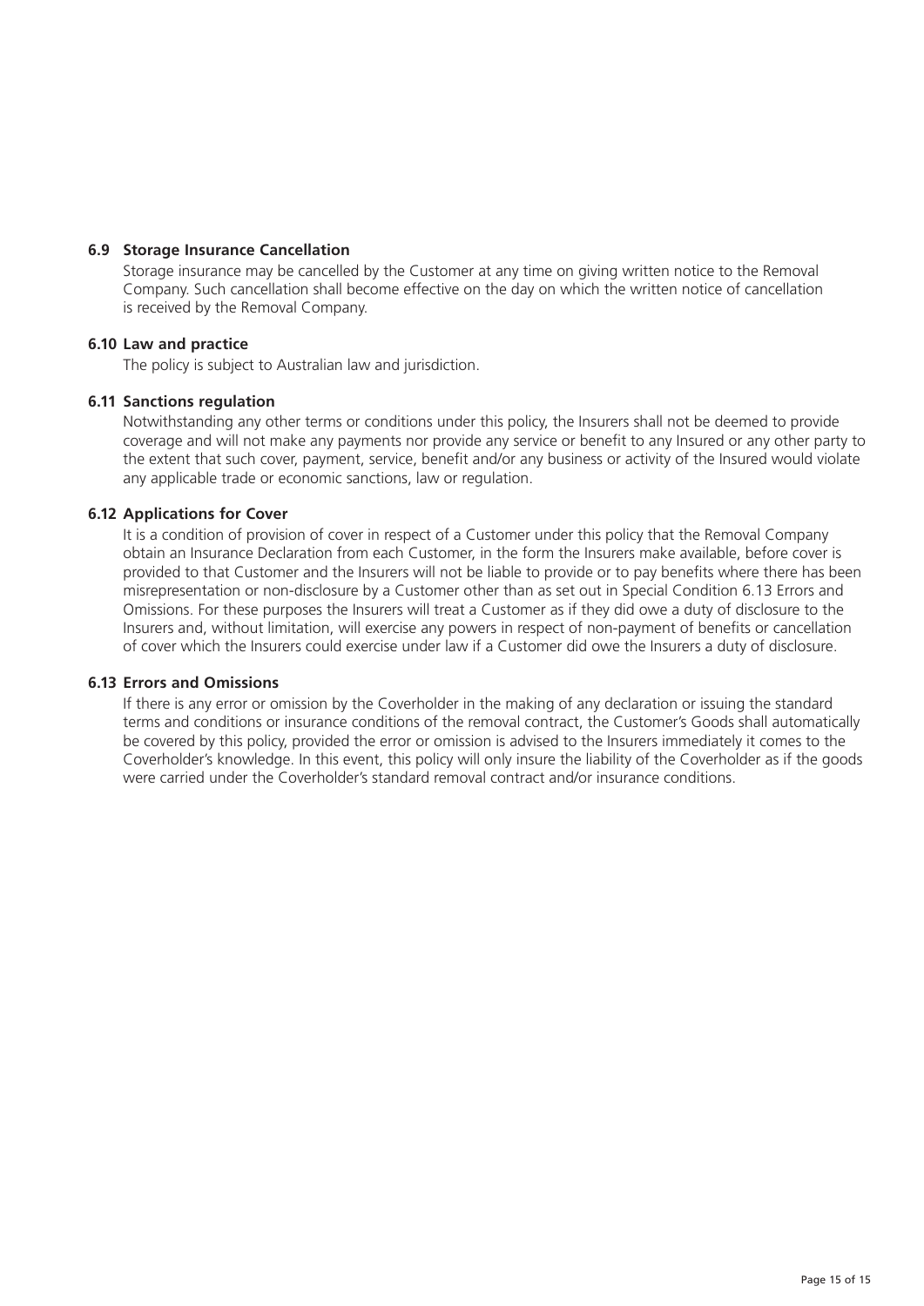### 6.9 Storage Insurance Cancellation

Storage insurance may be cancelled by the Customer at any time on giving written notice to the Removal Company. Such cancellation shall become effective on the day on which the written notice of cancellation is received by the Removal Company.

### 6.10 Law and practice

The policy is subject to Australian law and jurisdiction.

### 6.11 Sanctions regulation

Notwithstanding any other terms or conditions under this policy, the Insurers shall not be deemed to provide coverage and will not make any payments nor provide any service or benefit to any Insured or any other party to the extent that such cover, payment, service, benefit and/or any business or activity of the Insured would violate any applicable trade or economic sanctions, law or regulation.

### 6.12 Applications for Cover

It is a condition of provision of cover in respect of a Customer under this policy that the Removal Company obtain an Insurance Declaration from each Customer, in the form the Insurers make available, before cover is provided to that Customer and the Insurers will not be liable to provide or to pay benefits where there has been misrepresentation or non-disclosure by a Customer other than as set out in Special Condition 6.13 Errors and Omissions. For these purposes the Insurers will treat a Customer as if they did owe a duty of disclosure to the Insurers and, without limitation, will exercise any powers in respect of non-payment of benefits or cancellation of cover which the Insurers could exercise under law if a Customer did owe the Insurers a duty of disclosure.

### 6.13 Errors and Omissions

If there is any error or omission by the Coverholder in the making of any declaration or issuing the standard terms and conditions or insurance conditions of the removal contract, the Customer's Goods shall automatically be covered by this policy, provided the error or omission is advised to the Insurers immediately it comes to the Coverholder's knowledge. In this event, this policy will only insure the liability of the Coverholder as if the goods were carried under the Coverholder's standard removal contract and/or insurance conditions.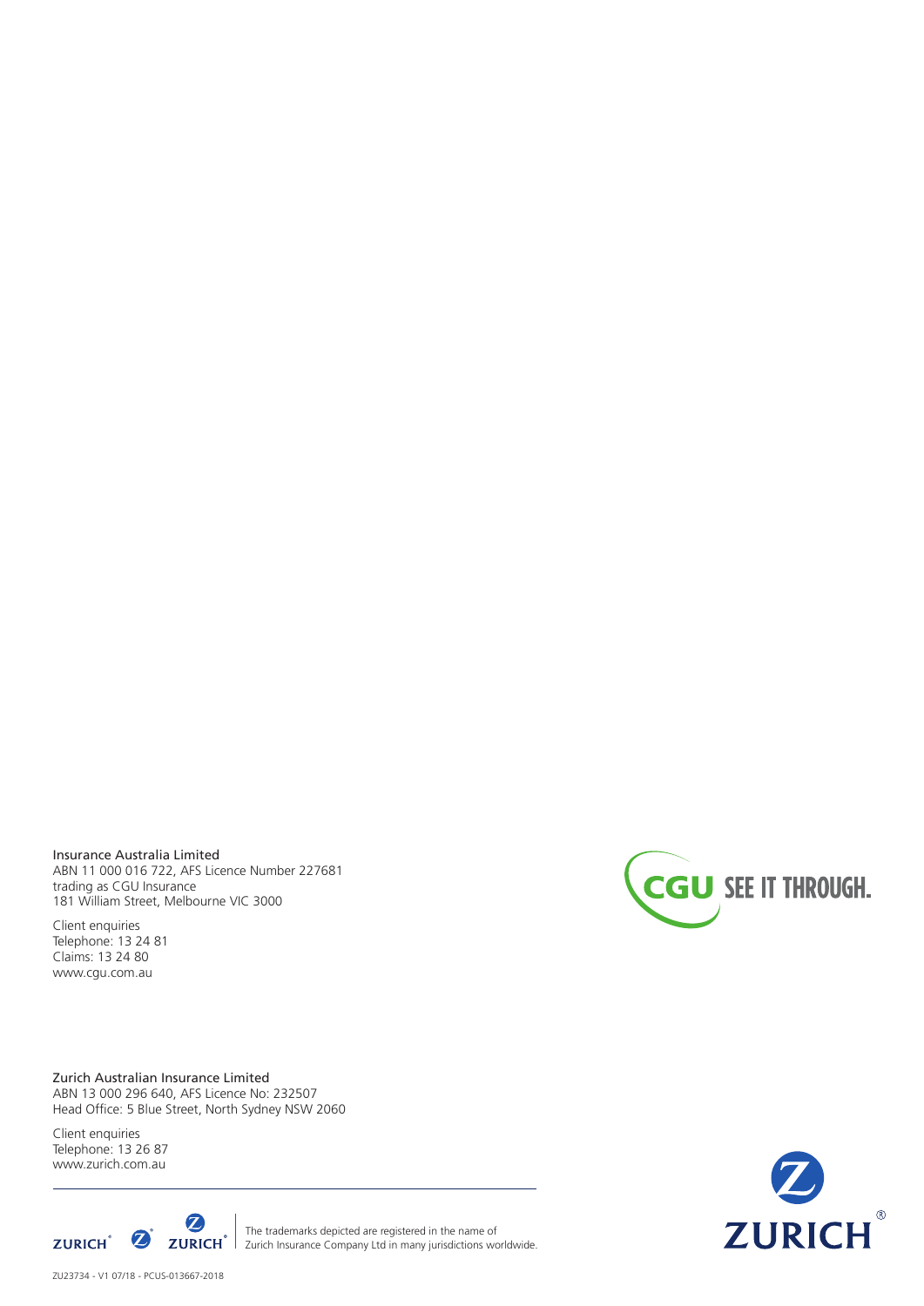Insurance Australia Limited
ABN 11 000 016 722, AFS Licence Number 227681
trading as CGU Insurance
181 William Street, Melbourne VIC 3000

Client enquiries
Telephone: 13 24 81
Claims: 13 24 80
www.cgu.com.au

CGU SEE IT THROUGH.

Zurich Australian Insurance Limited
ABN 13 000 296 640, AFS Licence No: 232507
Head Office: 5 Blue Street, North Sydney NSW 2060

Client enquiries
Telephone: 13 26 87
www.zurich.com.au

ZURICH

The trademarks depicted are registered in the name of Zurich Insurance Company Ltd in many jurisdictions worldwide.

ZURICH®

ZU23734 - V1 07/18 - PCUS-013667-2018